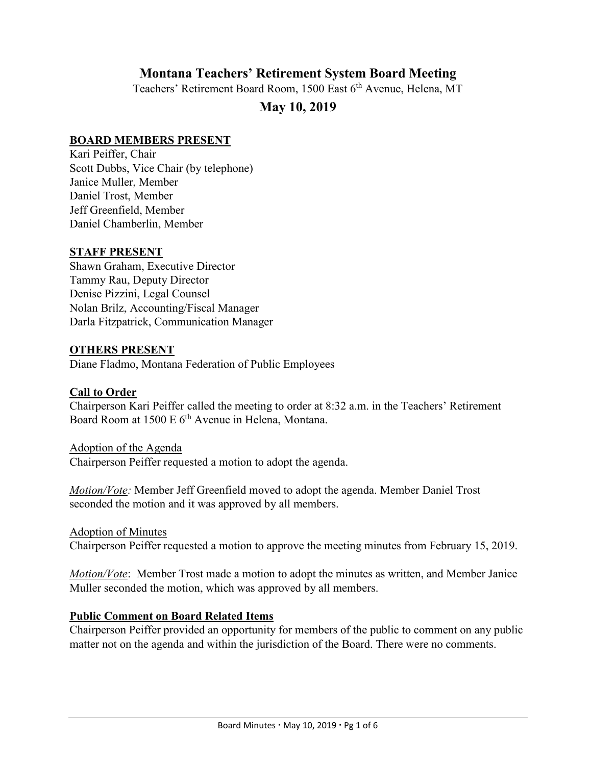# Montana Teachers' Retirement System Board Meeting

Teachers' Retirement Board Room, 1500 East 6th Avenue, Helena, MT

## May 10, 2019

**BOARD MEMBERS PRESENT**

Kari Peiffer, Chair
Scott Dubbs, Vice Chair (by telephone)
Janice Muller, Member
Daniel Trost, Member
Jeff Greenfield, Member
Daniel Chamberlin, Member

**STAFF PRESENT**

Shawn Graham, Executive Director
Tammy Rau, Deputy Director
Denise Pizzini, Legal Counsel
Nolan Brilz, Accounting/Fiscal Manager
Darla Fitzpatrick, Communication Manager

**OTHERS PRESENT**

Diane Fladmo, Montana Federation of Public Employees

**Call to Order**

Chairperson Kari Peiffer called the meeting to order at 8:32 a.m. in the Teachers' Retirement Board Room at 1500 E 6th Avenue in Helena, Montana.

Adoption of the Agenda

Chairperson Peiffer requested a motion to adopt the agenda.

*Motion/Vote:* Member Jeff Greenfield moved to adopt the agenda. Member Daniel Trost seconded the motion and it was approved by all members.

Adoption of Minutes

Chairperson Peiffer requested a motion to approve the meeting minutes from February 15, 2019.

*Motion/Vote*: Member Trost made a motion to adopt the minutes as written, and Member Janice Muller seconded the motion, which was approved by all members.

**Public Comment on Board Related Items**

Chairperson Peiffer provided an opportunity for members of the public to comment on any public matter not on the agenda and within the jurisdiction of the Board. There were no comments.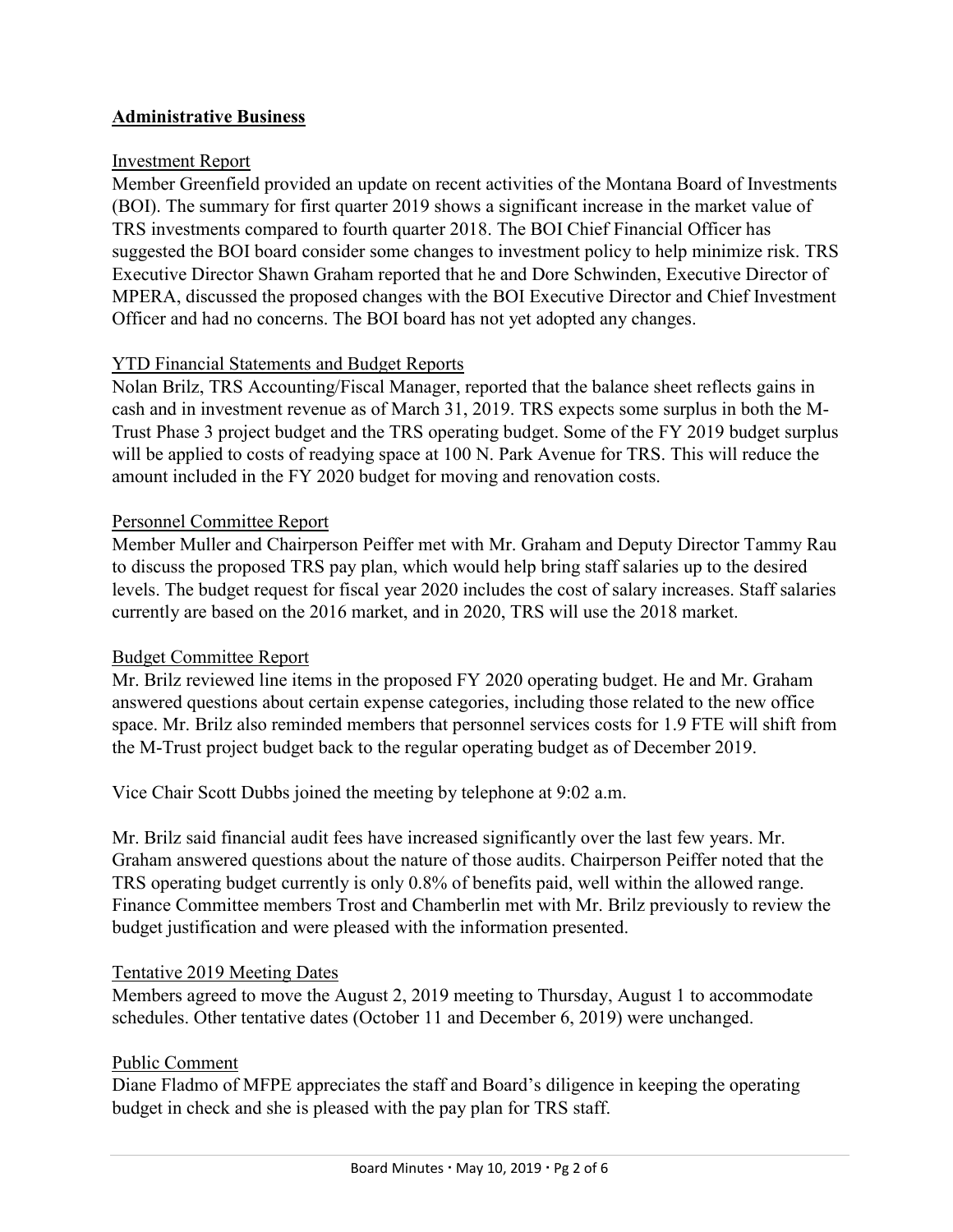## **Administrative Business**

Investment Report

Member Greenfield provided an update on recent activities of the Montana Board of Investments (BOI). The summary for first quarter 2019 shows a significant increase in the market value of TRS investments compared to fourth quarter 2018. The BOI Chief Financial Officer has suggested the BOI board consider some changes to investment policy to help minimize risk. TRS Executive Director Shawn Graham reported that he and Dore Schwinden, Executive Director of MPERA, discussed the proposed changes with the BOI Executive Director and Chief Investment Officer and had no concerns. The BOI board has not yet adopted any changes.

YTD Financial Statements and Budget Reports

Nolan Brilz, TRS Accounting/Fiscal Manager, reported that the balance sheet reflects gains in cash and in investment revenue as of March 31, 2019. TRS expects some surplus in both the M-Trust Phase 3 project budget and the TRS operating budget. Some of the FY 2019 budget surplus will be applied to costs of readying space at 100 N. Park Avenue for TRS. This will reduce the amount included in the FY 2020 budget for moving and renovation costs.

Personnel Committee Report

Member Muller and Chairperson Peiffer met with Mr. Graham and Deputy Director Tammy Rau to discuss the proposed TRS pay plan, which would help bring staff salaries up to the desired levels. The budget request for fiscal year 2020 includes the cost of salary increases. Staff salaries currently are based on the 2016 market, and in 2020, TRS will use the 2018 market.

Budget Committee Report

Mr. Brilz reviewed line items in the proposed FY 2020 operating budget. He and Mr. Graham answered questions about certain expense categories, including those related to the new office space. Mr. Brilz also reminded members that personnel services costs for 1.9 FTE will shift from the M-Trust project budget back to the regular operating budget as of December 2019.

Vice Chair Scott Dubbs joined the meeting by telephone at 9:02 a.m.

Mr. Brilz said financial audit fees have increased significantly over the last few years. Mr. Graham answered questions about the nature of those audits. Chairperson Peiffer noted that the TRS operating budget currently is only 0.8% of benefits paid, well within the allowed range. Finance Committee members Trost and Chamberlin met with Mr. Brilz previously to review the budget justification and were pleased with the information presented.

Tentative 2019 Meeting Dates

Members agreed to move the August 2, 2019 meeting to Thursday, August 1 to accommodate schedules. Other tentative dates (October 11 and December 6, 2019) were unchanged.

Public Comment

Diane Fladmo of MFPE appreciates the staff and Board's diligence in keeping the operating budget in check and she is pleased with the pay plan for TRS staff.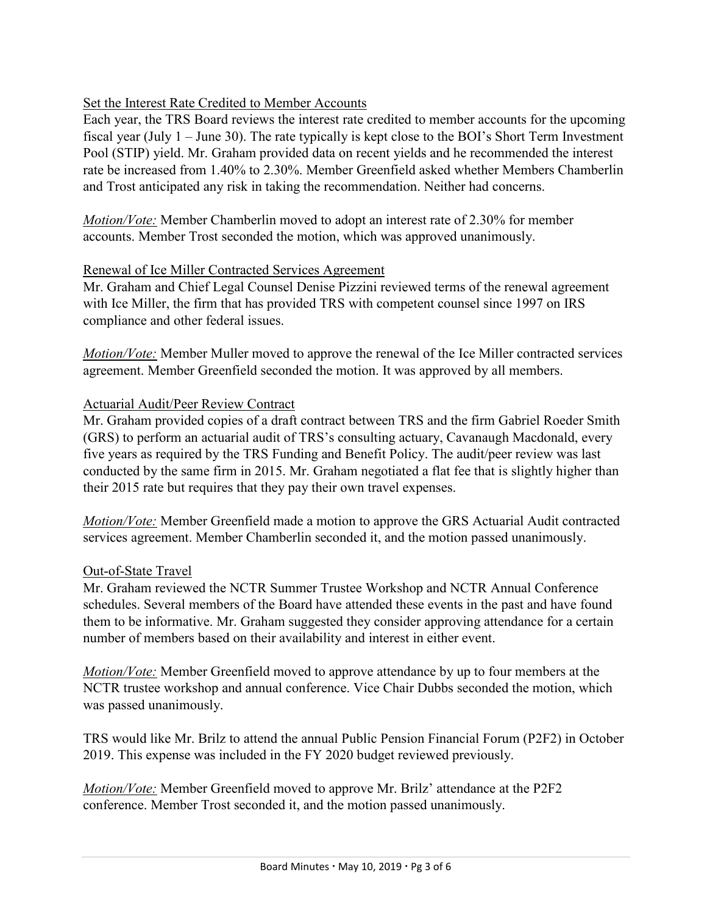Set the Interest Rate Credited to Member Accounts

Each year, the TRS Board reviews the interest rate credited to member accounts for the upcoming fiscal year (July 1 – June 30). The rate typically is kept close to the BOI's Short Term Investment Pool (STIP) yield. Mr. Graham provided data on recent yields and he recommended the interest rate be increased from 1.40% to 2.30%. Member Greenfield asked whether Members Chamberlin and Trost anticipated any risk in taking the recommendation. Neither had concerns.

*Motion/Vote:* Member Chamberlin moved to adopt an interest rate of 2.30% for member accounts. Member Trost seconded the motion, which was approved unanimously.

Renewal of Ice Miller Contracted Services Agreement

Mr. Graham and Chief Legal Counsel Denise Pizzini reviewed terms of the renewal agreement with Ice Miller, the firm that has provided TRS with competent counsel since 1997 on IRS compliance and other federal issues.

*Motion/Vote:* Member Muller moved to approve the renewal of the Ice Miller contracted services agreement. Member Greenfield seconded the motion. It was approved by all members.

Actuarial Audit/Peer Review Contract

Mr. Graham provided copies of a draft contract between TRS and the firm Gabriel Roeder Smith (GRS) to perform an actuarial audit of TRS's consulting actuary, Cavanaugh Macdonald, every five years as required by the TRS Funding and Benefit Policy. The audit/peer review was last conducted by the same firm in 2015. Mr. Graham negotiated a flat fee that is slightly higher than their 2015 rate but requires that they pay their own travel expenses.

*Motion/Vote:* Member Greenfield made a motion to approve the GRS Actuarial Audit contracted services agreement. Member Chamberlin seconded it, and the motion passed unanimously.

Out-of-State Travel

Mr. Graham reviewed the NCTR Summer Trustee Workshop and NCTR Annual Conference schedules. Several members of the Board have attended these events in the past and have found them to be informative. Mr. Graham suggested they consider approving attendance for a certain number of members based on their availability and interest in either event.

*Motion/Vote:* Member Greenfield moved to approve attendance by up to four members at the NCTR trustee workshop and annual conference. Vice Chair Dubbs seconded the motion, which was passed unanimously.

TRS would like Mr. Brilz to attend the annual Public Pension Financial Forum (P2F2) in October 2019. This expense was included in the FY 2020 budget reviewed previously.

*Motion/Vote:* Member Greenfield moved to approve Mr. Brilz' attendance at the P2F2 conference. Member Trost seconded it, and the motion passed unanimously.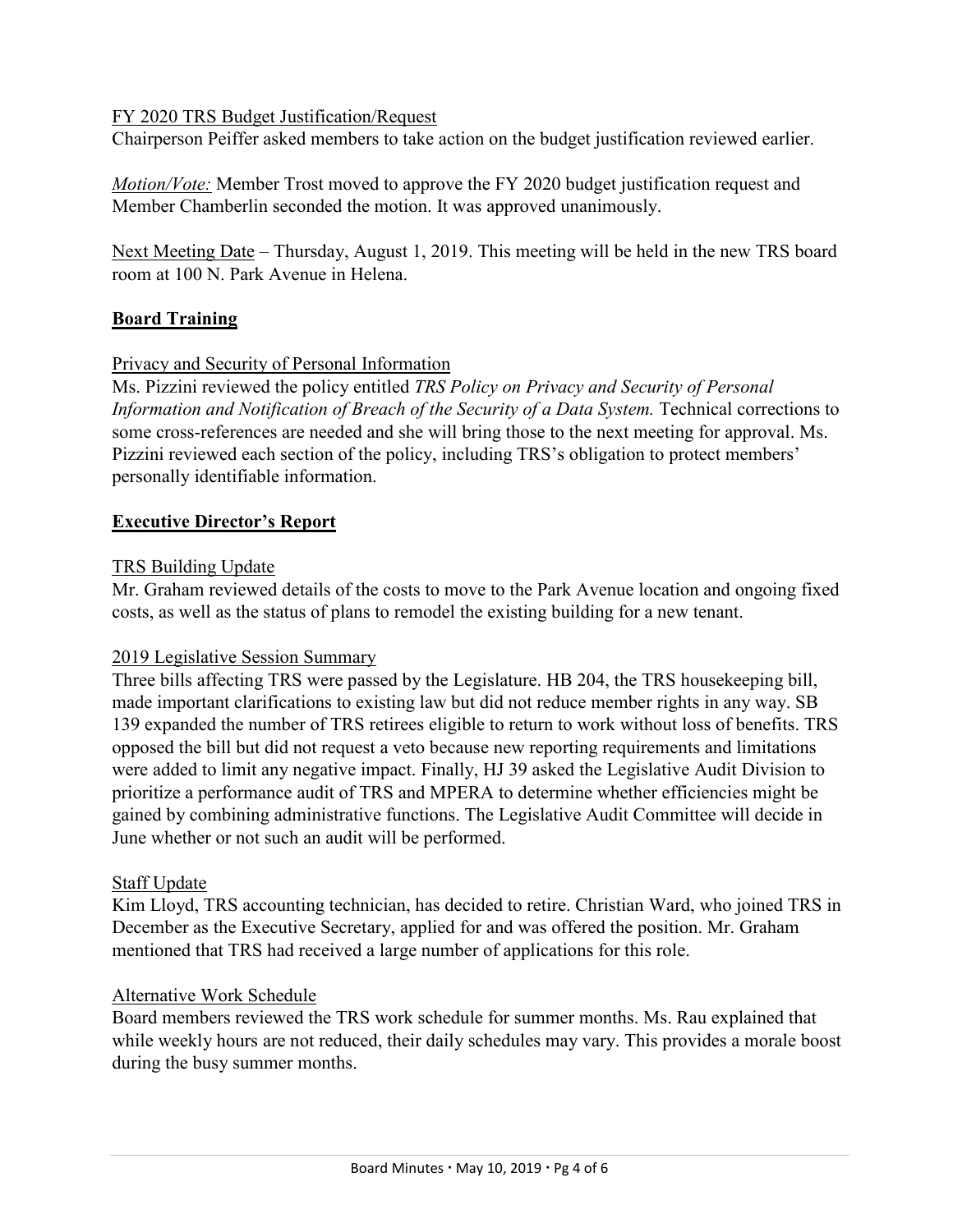FY 2020 TRS Budget Justification/Request

Chairperson Peiffer asked members to take action on the budget justification reviewed earlier.

*Motion/Vote:* Member Trost moved to approve the FY 2020 budget justification request and Member Chamberlin seconded the motion. It was approved unanimously.

Next Meeting Date – Thursday, August 1, 2019. This meeting will be held in the new TRS board room at 100 N. Park Avenue in Helena.

## **Board Training**

Privacy and Security of Personal Information

Ms. Pizzini reviewed the policy entitled *TRS Policy on Privacy and Security of Personal Information and Notification of Breach of the Security of a Data System.* Technical corrections to some cross-references are needed and she will bring those to the next meeting for approval. Ms. Pizzini reviewed each section of the policy, including TRS's obligation to protect members' personally identifiable information.

## **Executive Director's Report**

TRS Building Update

Mr. Graham reviewed details of the costs to move to the Park Avenue location and ongoing fixed costs, as well as the status of plans to remodel the existing building for a new tenant.

2019 Legislative Session Summary

Three bills affecting TRS were passed by the Legislature. HB 204, the TRS housekeeping bill, made important clarifications to existing law but did not reduce member rights in any way. SB 139 expanded the number of TRS retirees eligible to return to work without loss of benefits. TRS opposed the bill but did not request a veto because new reporting requirements and limitations were added to limit any negative impact. Finally, HJ 39 asked the Legislative Audit Division to prioritize a performance audit of TRS and MPERA to determine whether efficiencies might be gained by combining administrative functions. The Legislative Audit Committee will decide in June whether or not such an audit will be performed.

Staff Update

Kim Lloyd, TRS accounting technician, has decided to retire. Christian Ward, who joined TRS in December as the Executive Secretary, applied for and was offered the position. Mr. Graham mentioned that TRS had received a large number of applications for this role.

Alternative Work Schedule

Board members reviewed the TRS work schedule for summer months. Ms. Rau explained that while weekly hours are not reduced, their daily schedules may vary. This provides a morale boost during the busy summer months.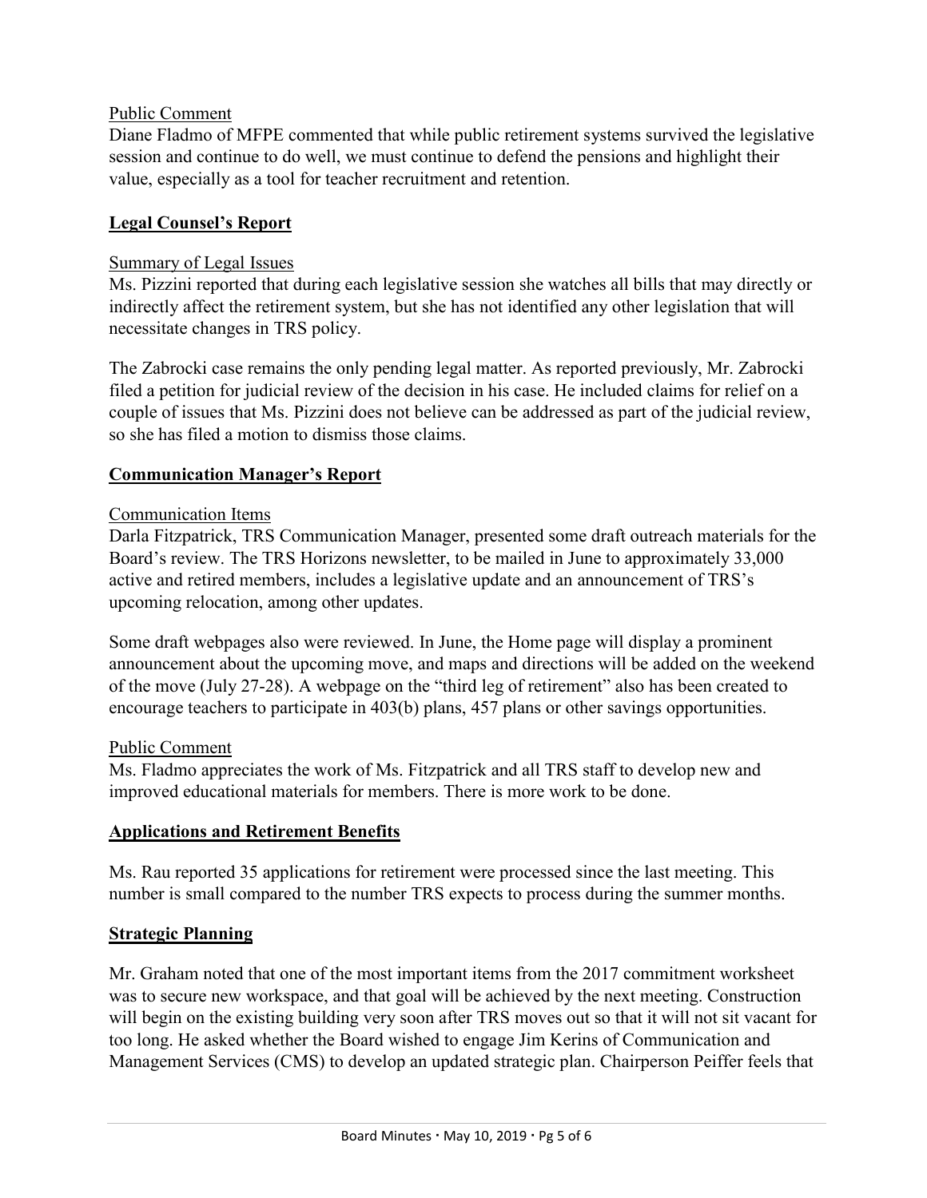Public Comment

Diane Fladmo of MFPE commented that while public retirement systems survived the legislative session and continue to do well, we must continue to defend the pensions and highlight their value, especially as a tool for teacher recruitment and retention.

## Legal Counsel's Report

Summary of Legal Issues

Ms. Pizzini reported that during each legislative session she watches all bills that may directly or indirectly affect the retirement system, but she has not identified any other legislation that will necessitate changes in TRS policy.

The Zabrocki case remains the only pending legal matter. As reported previously, Mr. Zabrocki filed a petition for judicial review of the decision in his case. He included claims for relief on a couple of issues that Ms. Pizzini does not believe can be addressed as part of the judicial review, so she has filed a motion to dismiss those claims.

## Communication Manager's Report

Communication Items

Darla Fitzpatrick, TRS Communication Manager, presented some draft outreach materials for the Board's review. The TRS Horizons newsletter, to be mailed in June to approximately 33,000 active and retired members, includes a legislative update and an announcement of TRS's upcoming relocation, among other updates.

Some draft webpages also were reviewed. In June, the Home page will display a prominent announcement about the upcoming move, and maps and directions will be added on the weekend of the move (July 27-28). A webpage on the "third leg of retirement" also has been created to encourage teachers to participate in 403(b) plans, 457 plans or other savings opportunities.

Public Comment

Ms. Fladmo appreciates the work of Ms. Fitzpatrick and all TRS staff to develop new and improved educational materials for members. There is more work to be done.

## Applications and Retirement Benefits

Ms. Rau reported 35 applications for retirement were processed since the last meeting. This number is small compared to the number TRS expects to process during the summer months.

## Strategic Planning

Mr. Graham noted that one of the most important items from the 2017 commitment worksheet was to secure new workspace, and that goal will be achieved by the next meeting. Construction will begin on the existing building very soon after TRS moves out so that it will not sit vacant for too long. He asked whether the Board wished to engage Jim Kerins of Communication and Management Services (CMS) to develop an updated strategic plan. Chairperson Peiffer feels that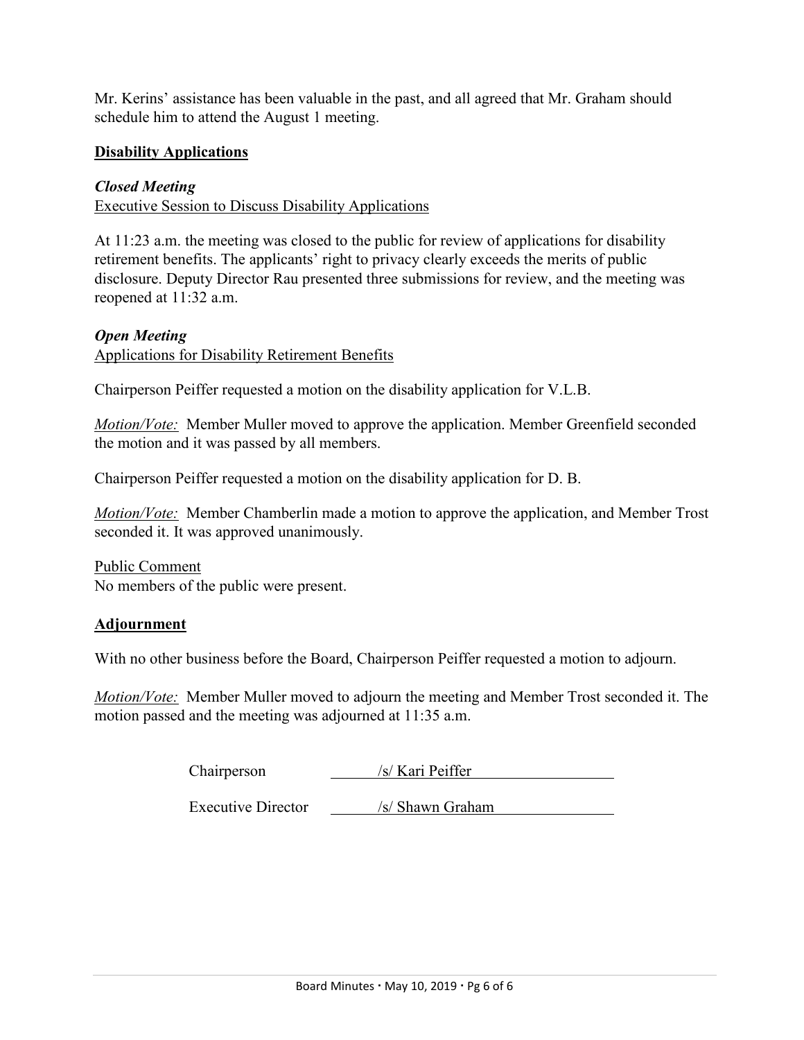Mr. Kerins' assistance has been valuable in the past, and all agreed that Mr. Graham should schedule him to attend the August 1 meeting.

## Disability Applications

***Closed Meeting***

Executive Session to Discuss Disability Applications

At 11:23 a.m. the meeting was closed to the public for review of applications for disability retirement benefits. The applicants' right to privacy clearly exceeds the merits of public disclosure. Deputy Director Rau presented three submissions for review, and the meeting was reopened at 11:32 a.m.

***Open Meeting***

Applications for Disability Retirement Benefits

Chairperson Peiffer requested a motion on the disability application for V.L.B.

*Motion/Vote:* Member Muller moved to approve the application. Member Greenfield seconded the motion and it was passed by all members.

Chairperson Peiffer requested a motion on the disability application for D. B.

*Motion/Vote:* Member Chamberlin made a motion to approve the application, and Member Trost seconded it. It was approved unanimously.

Public Comment

No members of the public were present.

## Adjournment

With no other business before the Board, Chairperson Peiffer requested a motion to adjourn.

*Motion/Vote:* Member Muller moved to adjourn the meeting and Member Trost seconded it. The motion passed and the meeting was adjourned at 11:35 a.m.

Chairperson /s/ Kari Peiffer

Executive Director /s/ Shawn Graham